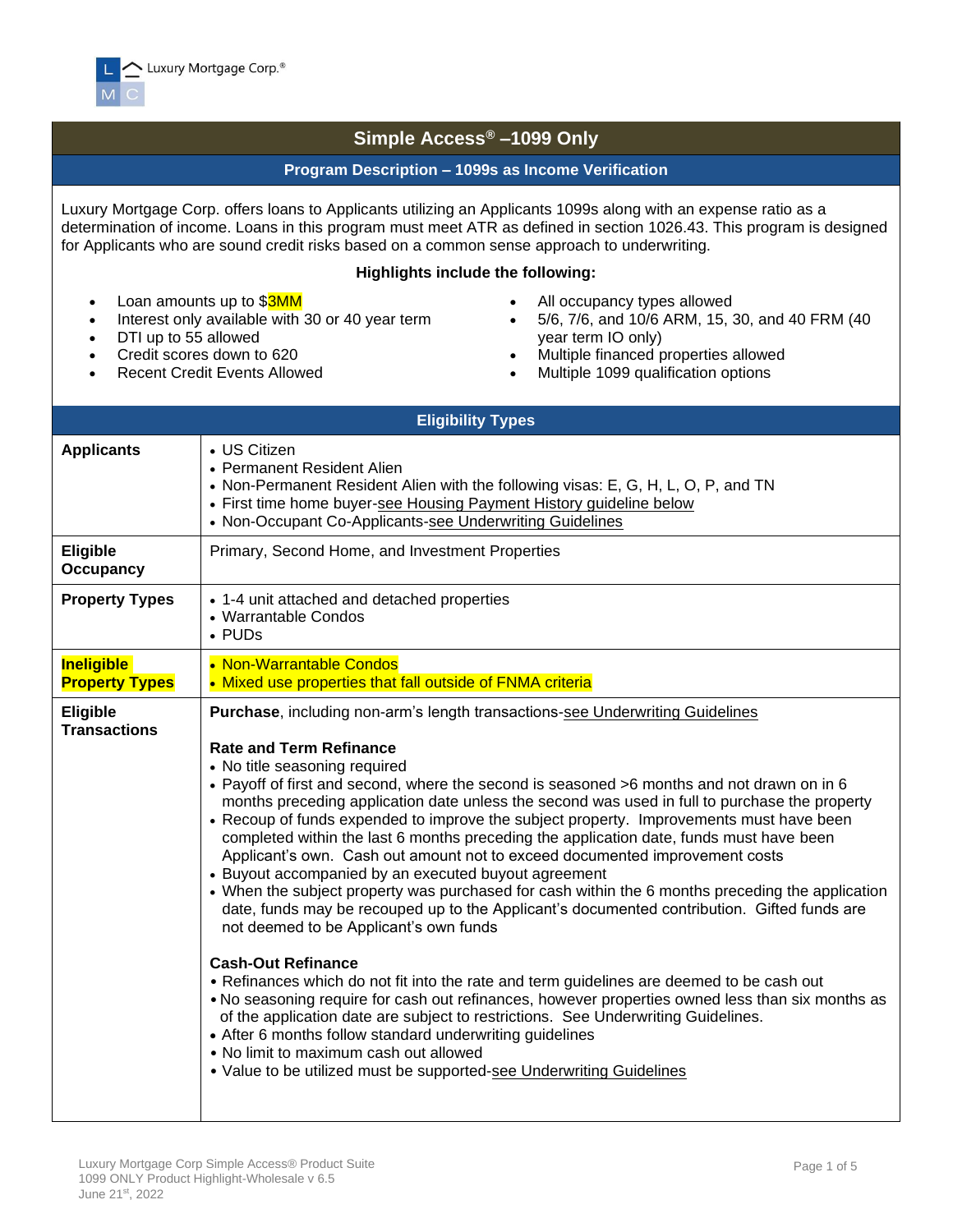Luxury Mortgage Corp.®

# Simple Access® –1099 Only

## Program Description – 1099s as Income Verification

Luxury Mortgage Corp. offers loans to Applicants utilizing an Applicants 1099s along with an expense ratio as a determination of income. Loans in this program must meet ATR as defined in section 1026.43. This program is designed for Applicants who are sound credit risks based on a common sense approach to underwriting.

**Highlights include the following:**

- Loan amounts up to $3MM
- Interest only available with 30 or 40 year term
- DTI up to 55 allowed
- Credit scores down to 620
- Recent Credit Events Allowed
- All occupancy types allowed
- 5/6, 7/6, and 10/6 ARM, 15, 30, and 40 FRM (40 year term IO only)
- Multiple financed properties allowed
- Multiple 1099 qualification options

## Eligibility Types

| | |
|---|---|
| **Applicants** | • US Citizen<br>• Permanent Resident Alien<br>• Non-Permanent Resident Alien with the following visas: E, G, H, L, O, P, and TN<br>• First time home buyer-see Housing Payment History guideline below<br>• Non-Occupant Co-Applicants-see Underwriting Guidelines |
| **Eligible Occupancy** | Primary, Second Home, and Investment Properties |
| **Property Types** | • 1-4 unit attached and detached properties<br>• Warrantable Condos<br>• PUDs |
| **Ineligible Property Types** | • Non-Warrantable Condos<br>• Mixed use properties that fall outside of FNMA criteria |
| **Eligible Transactions** | **Purchase**, including non-arm's length transactions-see Underwriting Guidelines<br><br>**Rate and Term Refinance**<br>• No title seasoning required<br>• Payoff of first and second, where the second is seasoned >6 months and not drawn on in 6 months preceding application date unless the second was used in full to purchase the property<br>• Recoup of funds expended to improve the subject property. Improvements must have been completed within the last 6 months preceding the application date, funds must have been Applicant's own. Cash out amount not to exceed documented improvement costs<br>• Buyout accompanied by an executed buyout agreement<br>• When the subject property was purchased for cash within the 6 months preceding the application date, funds may be recouped up to the Applicant's documented contribution. Gifted funds are not deemed to be Applicant's own funds<br><br>**Cash-Out Refinance**<br>• Refinances which do not fit into the rate and term guidelines are deemed to be cash out<br>• No seasoning require for cash out refinances, however properties owned less than six months as of the application date are subject to restrictions. See Underwriting Guidelines.<br>• After 6 months follow standard underwriting guidelines<br>• No limit to maximum cash out allowed<br>• Value to be utilized must be supported-see Underwriting Guidelines |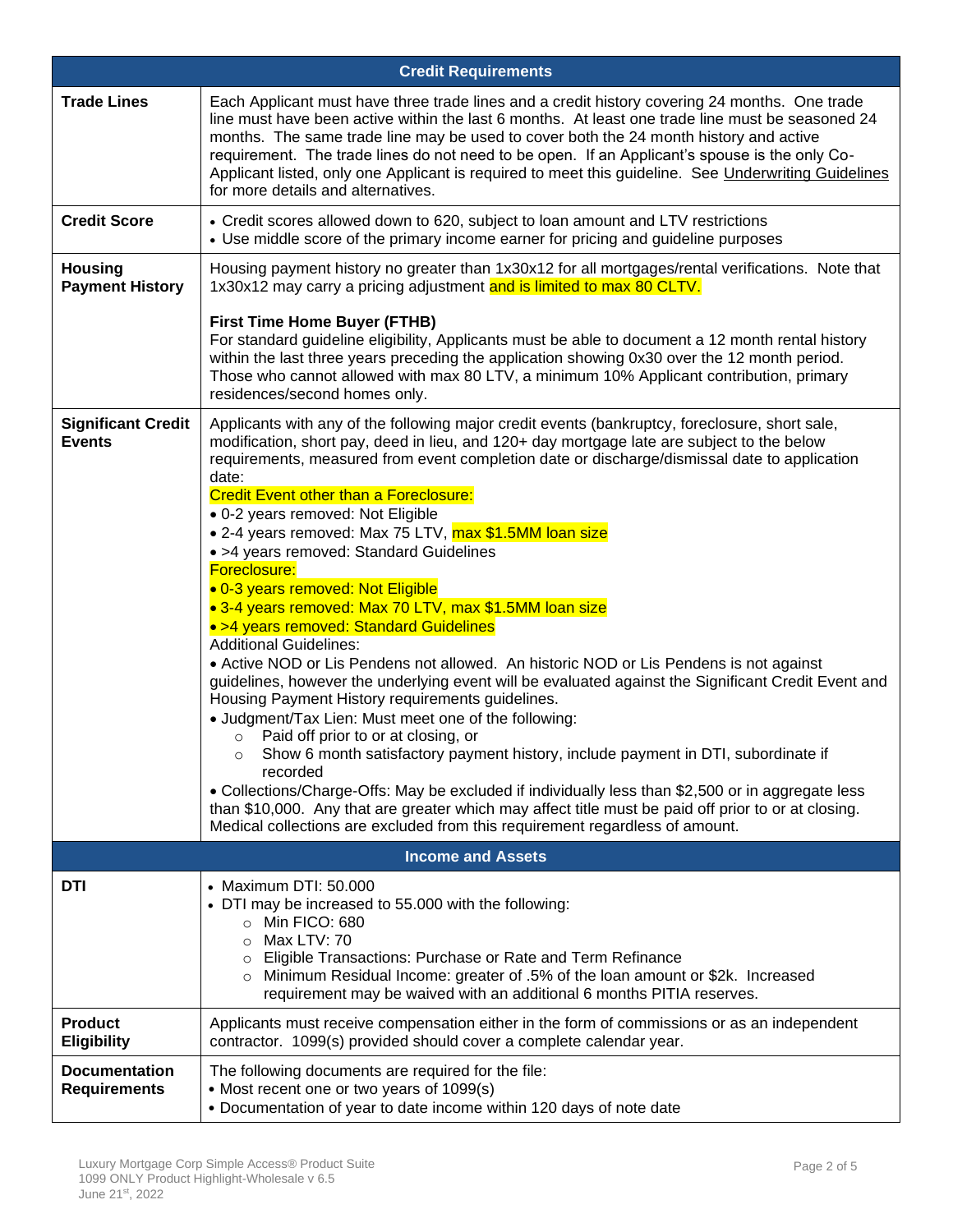| Credit Requirements | |
|---|---|
| **Trade Lines** | Each Applicant must have three trade lines and a credit history covering 24 months. One trade line must have been active within the last 6 months. At least one trade line must be seasoned 24 months. The same trade line may be used to cover both the 24 month history and active requirement. The trade lines do not need to be open. If an Applicant's spouse is the only Co-Applicant listed, only one Applicant is required to meet this guideline. See Underwriting Guidelines for more details and alternatives. |
| **Credit Score** | • Credit scores allowed down to 620, subject to loan amount and LTV restrictions<br>• Use middle score of the primary income earner for pricing and guideline purposes |
| **Housing Payment History** | Housing payment history no greater than 1x30x12 for all mortgages/rental verifications. Note that 1x30x12 may carry a pricing adjustment and is limited to max 80 CLTV.<br><br>**First Time Home Buyer (FTHB)**<br>For standard guideline eligibility, Applicants must be able to document a 12 month rental history within the last three years preceding the application showing 0x30 over the 12 month period. Those who cannot allowed with max 80 LTV, a minimum 10% Applicant contribution, primary residences/second homes only. |
| **Significant Credit Events** | Applicants with any of the following major credit events (bankruptcy, foreclosure, short sale, modification, short pay, deed in lieu, and 120+ day mortgage late are subject to the below requirements, measured from event completion date or discharge/dismissal date to application date:<br>Credit Event other than a Foreclosure:<br>• 0-2 years removed: Not Eligible<br>• 2-4 years removed: Max 75 LTV, max $1.5MM loan size<br>• >4 years removed: Standard Guidelines<br>Foreclosure:<br>• 0-3 years removed: Not Eligible<br>• 3-4 years removed: Max 70 LTV, max $1.5MM loan size<br>• >4 years removed: Standard Guidelines<br>Additional Guidelines:<br>• Active NOD or Lis Pendens not allowed. An historic NOD or Lis Pendens is not against guidelines, however the underlying event will be evaluated against the Significant Credit Event and Housing Payment History requirements guidelines.<br>• Judgment/Tax Lien: Must meet one of the following:<br>&nbsp;&nbsp;&nbsp;&nbsp;○ Paid off prior to or at closing, or<br>&nbsp;&nbsp;&nbsp;&nbsp;○ Show 6 month satisfactory payment history, include payment in DTI, subordinate if recorded<br>• Collections/Charge-Offs: May be excluded if individually less than $2,500 or in aggregate less than $10,000. Any that are greater which may affect title must be paid off prior to or at closing. Medical collections are excluded from this requirement regardless of amount. |
| **Income and Assets** | |
| **DTI** | • Maximum DTI: 50.000<br>• DTI may be increased to 55.000 with the following:<br>&nbsp;&nbsp;&nbsp;&nbsp;○ Min FICO: 680<br>&nbsp;&nbsp;&nbsp;&nbsp;○ Max LTV: 70<br>&nbsp;&nbsp;&nbsp;&nbsp;○ Eligible Transactions: Purchase or Rate and Term Refinance<br>&nbsp;&nbsp;&nbsp;&nbsp;○ Minimum Residual Income: greater of .5% of the loan amount or $2k. Increased requirement may be waived with an additional 6 months PITIA reserves. |
| **Product Eligibility** | Applicants must receive compensation either in the form of commissions or as an independent contractor. 1099(s) provided should cover a complete calendar year. |
| **Documentation Requirements** | The following documents are required for the file:<br>• Most recent one or two years of 1099(s)<br>• Documentation of year to date income within 120 days of note date |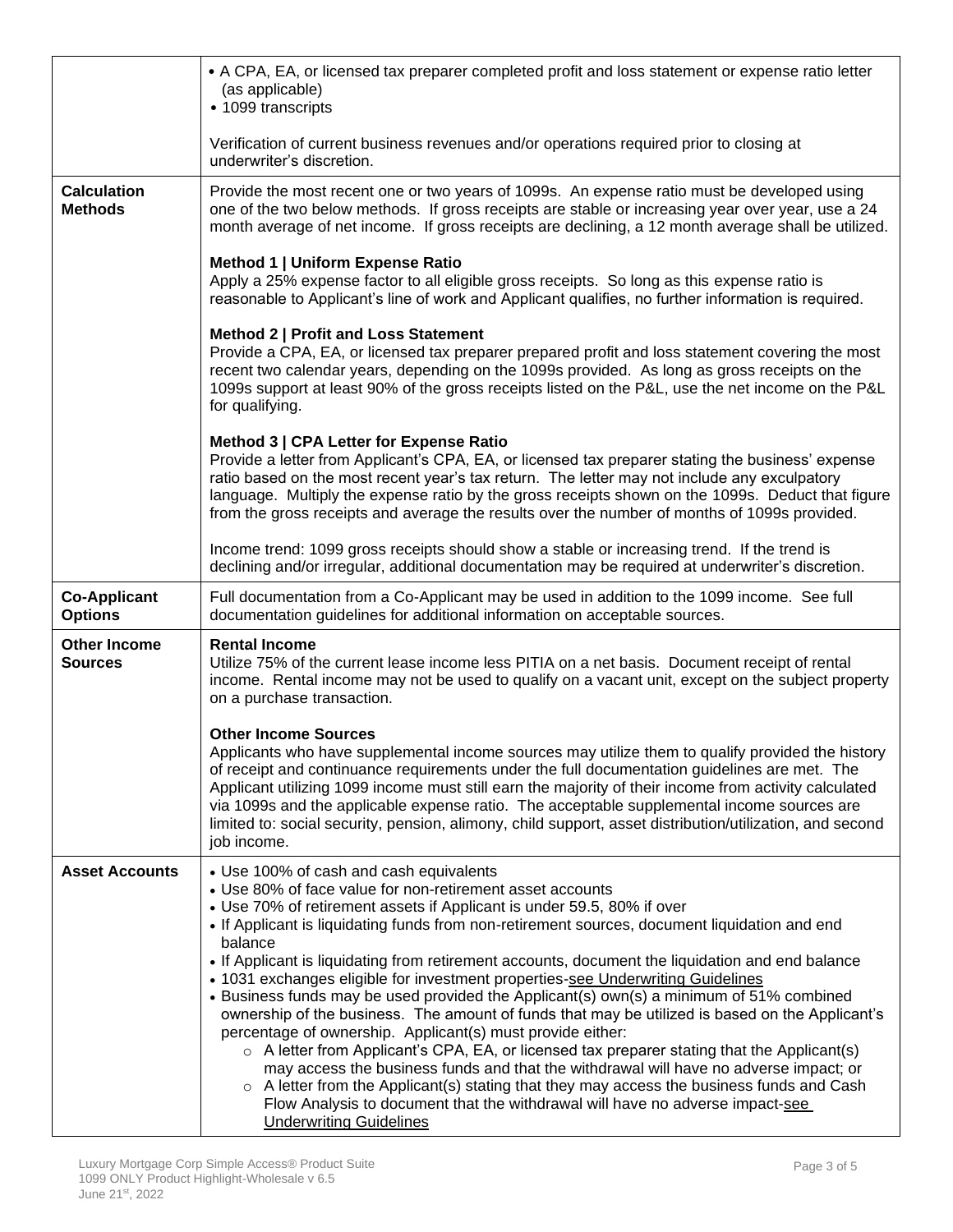| | |
|---|---|
| | • A CPA, EA, or licensed tax preparer completed profit and loss statement or expense ratio letter (as applicable)<br>• 1099 transcripts<br><br>Verification of current business revenues and/or operations required prior to closing at underwriter's discretion. |
| **Calculation Methods** | Provide the most recent one or two years of 1099s. An expense ratio must be developed using one of the two below methods. If gross receipts are stable or increasing year over year, use a 24 month average of net income. If gross receipts are declining, a 12 month average shall be utilized.<br><br>**Method 1 \| Uniform Expense Ratio**<br>Apply a 25% expense factor to all eligible gross receipts. So long as this expense ratio is reasonable to Applicant's line of work and Applicant qualifies, no further information is required.<br><br>**Method 2 \| Profit and Loss Statement**<br>Provide a CPA, EA, or licensed tax preparer prepared profit and loss statement covering the most recent two calendar years, depending on the 1099s provided. As long as gross receipts on the 1099s support at least 90% of the gross receipts listed on the P&L, use the net income on the P&L for qualifying.<br><br>**Method 3 \| CPA Letter for Expense Ratio**<br>Provide a letter from Applicant's CPA, EA, or licensed tax preparer stating the business' expense ratio based on the most recent year's tax return. The letter may not include any exculpatory language. Multiply the expense ratio by the gross receipts shown on the 1099s. Deduct that figure from the gross receipts and average the results over the number of months of 1099s provided.<br><br>Income trend: 1099 gross receipts should show a stable or increasing trend. If the trend is declining and/or irregular, additional documentation may be required at underwriter's discretion. |
| **Co-Applicant Options** | Full documentation from a Co-Applicant may be used in addition to the 1099 income. See full documentation guidelines for additional information on acceptable sources. |
| **Other Income Sources** | **Rental Income**<br>Utilize 75% of the current lease income less PITIA on a net basis. Document receipt of rental income. Rental income may not be used to qualify on a vacant unit, except on the subject property on a purchase transaction.<br><br>**Other Income Sources**<br>Applicants who have supplemental income sources may utilize them to qualify provided the history of receipt and continuance requirements under the full documentation guidelines are met. The Applicant utilizing 1099 income must still earn the majority of their income from activity calculated via 1099s and the applicable expense ratio. The acceptable supplemental income sources are limited to: social security, pension, alimony, child support, asset distribution/utilization, and second job income. |
| **Asset Accounts** | • Use 100% of cash and cash equivalents<br>• Use 80% of face value for non-retirement asset accounts<br>• Use 70% of retirement assets if Applicant is under 59.5, 80% if over<br>• If Applicant is liquidating funds from non-retirement sources, document liquidation and end balance<br>• If Applicant is liquidating from retirement accounts, document the liquidation and end balance<br>• 1031 exchanges eligible for investment properties-see Underwriting Guidelines<br>• Business funds may be used provided the Applicant(s) own(s) a minimum of 51% combined ownership of the business. The amount of funds that may be utilized is based on the Applicant's percentage of ownership. Applicant(s) must provide either:<br>&nbsp;&nbsp;&nbsp;&nbsp;○ A letter from Applicant's CPA, EA, or licensed tax preparer stating that the Applicant(s) may access the business funds and that the withdrawal will have no adverse impact; or<br>&nbsp;&nbsp;&nbsp;&nbsp;○ A letter from the Applicant(s) stating that they may access the business funds and Cash Flow Analysis to document that the withdrawal will have no adverse impact-see Underwriting Guidelines |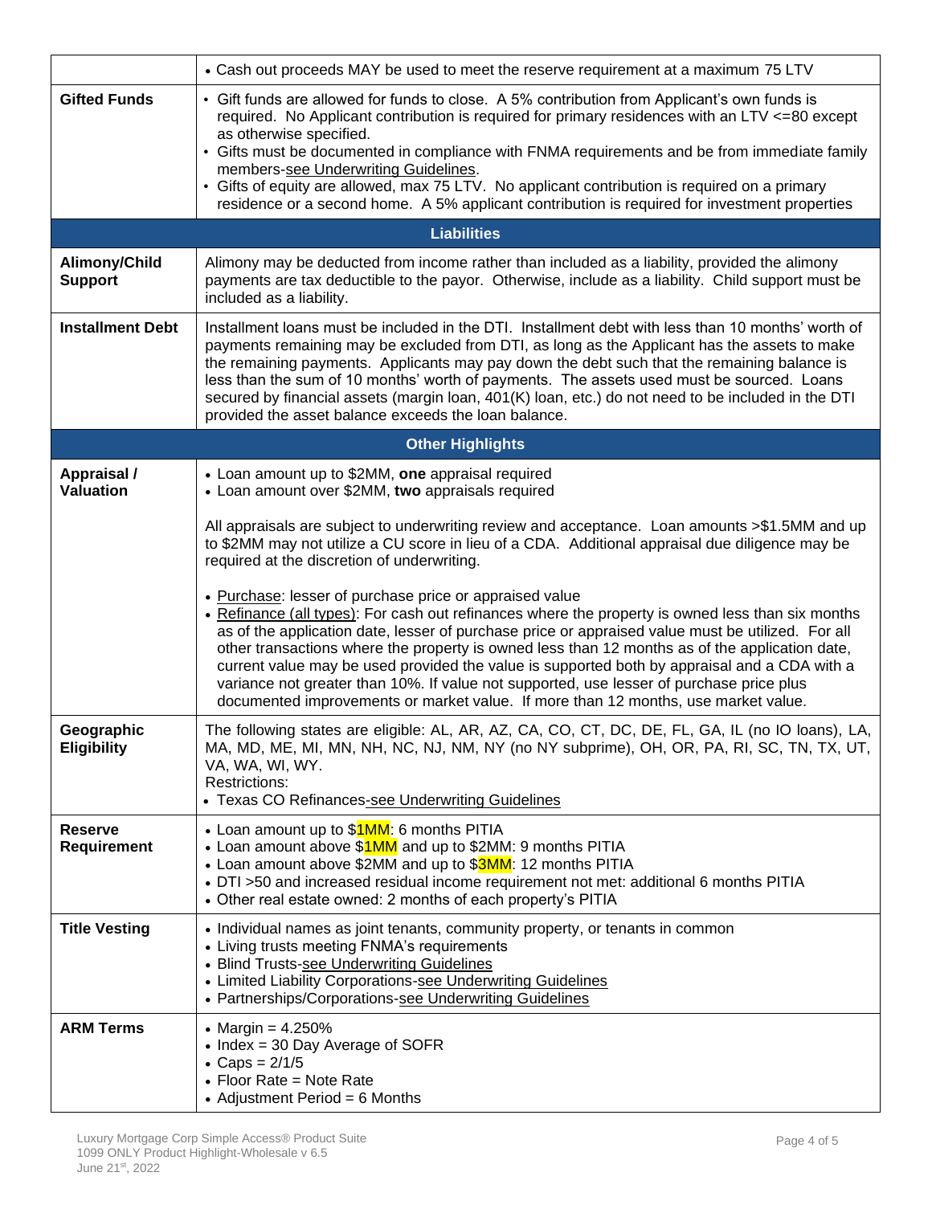| | |
|---|---|
| | • Cash out proceeds MAY be used to meet the reserve requirement at a maximum 75 LTV |
| **Gifted Funds** | • Gift funds are allowed for funds to close. A 5% contribution from Applicant's own funds is required. No Applicant contribution is required for primary residences with an LTV <=80 except as otherwise specified.<br>• Gifts must be documented in compliance with FNMA requirements and be from immediate family members-see Underwriting Guidelines.<br>• Gifts of equity are allowed, max 75 LTV. No applicant contribution is required on a primary residence or a second home. A 5% applicant contribution is required for investment properties |
| **Liabilities** | |
| **Alimony/Child Support** | Alimony may be deducted from income rather than included as a liability, provided the alimony payments are tax deductible to the payor. Otherwise, include as a liability. Child support must be included as a liability. |
| **Installment Debt** | Installment loans must be included in the DTI. Installment debt with less than 10 months' worth of payments remaining may be excluded from DTI, as long as the Applicant has the assets to make the remaining payments. Applicants may pay down the debt such that the remaining balance is less than the sum of 10 months' worth of payments. The assets used must be sourced. Loans secured by financial assets (margin loan, 401(K) loan, etc.) do not need to be included in the DTI provided the asset balance exceeds the loan balance. |
| **Other Highlights** | |
| **Appraisal / Valuation** | • Loan amount up to $2MM, **one** appraisal required<br>• Loan amount over $2MM, **two** appraisals required<br><br>All appraisals are subject to underwriting review and acceptance. Loan amounts >$1.5MM and up to $2MM may not utilize a CU score in lieu of a CDA. Additional appraisal due diligence may be required at the discretion of underwriting.<br><br>• Purchase: lesser of purchase price or appraised value<br>• Refinance (all types): For cash out refinances where the property is owned less than six months as of the application date, lesser of purchase price or appraised value must be utilized. For all other transactions where the property is owned less than 12 months as of the application date, current value may be used provided the value is supported both by appraisal and a CDA with a variance not greater than 10%. If value not supported, use lesser of purchase price plus documented improvements or market value. If more than 12 months, use market value. |
| **Geographic Eligibility** | The following states are eligible: AL, AR, AZ, CA, CO, CT, DC, DE, FL, GA, IL (no IO loans), LA, MA, MD, ME, MI, MN, NH, NC, NJ, NM, NY (no NY subprime), OH, OR, PA, RI, SC, TN, TX, UT, VA, WA, WI, WY.<br>Restrictions:<br>• Texas CO Refinances-see Underwriting Guidelines |
| **Reserve Requirement** | • Loan amount up to $1MM: 6 months PITIA<br>• Loan amount above $1MM and up to $2MM: 9 months PITIA<br>• Loan amount above $2MM and up to $3MM: 12 months PITIA<br>• DTI >50 and increased residual income requirement not met: additional 6 months PITIA<br>• Other real estate owned: 2 months of each property's PITIA |
| **Title Vesting** | • Individual names as joint tenants, community property, or tenants in common<br>• Living trusts meeting FNMA's requirements<br>• Blind Trusts-see Underwriting Guidelines<br>• Limited Liability Corporations-see Underwriting Guidelines<br>• Partnerships/Corporations-see Underwriting Guidelines |
| **ARM Terms** | • Margin = 4.250%<br>• Index = 30 Day Average of SOFR<br>• Caps = 2/1/5<br>• Floor Rate = Note Rate<br>• Adjustment Period = 6 Months |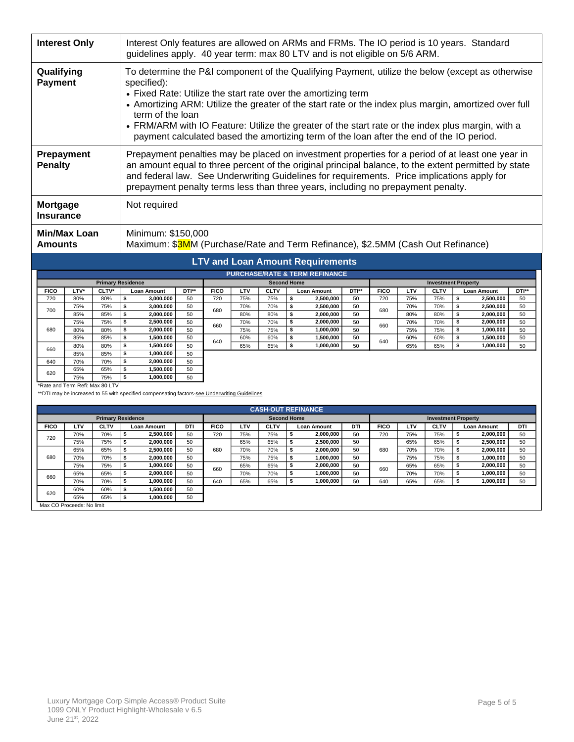| | |
|---|---|
| **Interest Only** | Interest Only features are allowed on ARMs and FRMs. The IO period is 10 years. Standard guidelines apply. 40 year term: max 80 LTV and is not eligible on 5/6 ARM. |
| **Qualifying Payment** | To determine the P&I component of the Qualifying Payment, utilize the below (except as otherwise specified):<br>• Fixed Rate: Utilize the start rate over the amortizing term<br>• Amortizing ARM: Utilize the greater of the start rate or the index plus margin, amortized over full term of the loan<br>• FRM/ARM with IO Feature: Utilize the greater of the start rate or the index plus margin, with a payment calculated based the amortizing term of the loan after the end of the IO period. |
| **Prepayment Penalty** | Prepayment penalties may be placed on investment properties for a period of at least one year in an amount equal to three percent of the original principal balance, to the extent permitted by state and federal law. See Underwriting Guidelines for requirements. Price implications apply for prepayment penalty terms less than three years, including no prepayment penalty. |
| **Mortgage Insurance** | Not required |
| **Min/Max Loan Amounts** | Minimum: $150,000<br>Maximum: $3MM (Purchase/Rate and Term Refinance), $2.5MM (Cash Out Refinance) |

## LTV and Loan Amount Requirements

### PURCHASE/RATE & TERM REFINANCE

| Primary Residence | | | | | Second Home | | | | | Investment Property | | | | |
|---|---|---|---|---|---|---|---|---|---|---|---|---|---|---|
| FICO | LTV* | CLTV* | Loan Amount | DTI** | FICO | LTV | CLTV | Loan Amount | DTI** | FICO | LTV | CLTV | Loan Amount | DTI** |
| 720 | 80% | 80% | $ 3,000,000 | 50 | 720 | 75% | 75% | $ 2,500,000 | 50 | 720 | 75% | 75% | $ 2,500,000 | 50 |
| 700 | 75% | 75% | $ 3,000,000 | 50 | 680 | 70% | 70% | $ 2,500,000 | 50 | 680 | 70% | 70% | $ 2,500,000 | 50 |
| | 85% | 85% | $ 2,000,000 | 50 | | 80% | 80% | $ 2,000,000 | 50 | | 80% | 80% | $ 2,000,000 | 50 |
| 680 | 75% | 75% | $ 2,500,000 | 50 | 660 | 70% | 70% | $ 2,000,000 | 50 | 660 | 70% | 70% | $ 2,000,000 | 50 |
| | 80% | 80% | $ 2,000,000 | 50 | | 75% | 75% | $ 1,000,000 | 50 | | 75% | 75% | $ 1,000,000 | 50 |
| | 85% | 85% | $ 1,500,000 | 50 | 640 | 60% | 60% | $ 1,500,000 | 50 | 640 | 60% | 60% | $ 1,500,000 | 50 |
| 660 | 80% | 80% | $ 1,500,000 | 50 | | 65% | 65% | $ 1,000,000 | 50 | | 65% | 65% | $ 1,000,000 | 50 |
| | 85% | 85% | $ 1,000,000 | 50 | | | | | | | | | | |
| 640 | 70% | 70% | $ 2,000,000 | 50 | | | | | | | | | | |
| 620 | 65% | 65% | $ 1,500,000 | 50 | | | | | | | | | | |
| | 75% | 75% | $ 1,000,000 | 50 | | | | | | | | | | |

*Rate and Term Refi: Max 80 LTV

**DTI may be increased to 55 with specified compensating factors-see Underwriting Guidelines

### CASH-OUT REFINANCE

| Primary Residence | | | | | Second Home | | | | | Investment Property | | | | |
|---|---|---|---|---|---|---|---|---|---|---|---|---|---|---|
| FICO | LTV | CLTV | Loan Amount | DTI | FICO | LTV | CLTV | Loan Amount | DTI | FICO | LTV | CLTV | Loan Amount | DTI |
| 720 | 70% | 70% | $ 2,500,000 | 50 | 720 | 75% | 75% | $ 2,000,000 | 50 | 720 | 75% | 75% | $ 2,000,000 | 50 |
| | 75% | 75% | $ 2,000,000 | 50 | 680 | 65% | 65% | $ 2,500,000 | 50 | 680 | 65% | 65% | $ 2,500,000 | 50 |
| 680 | 65% | 65% | $ 2,500,000 | 50 | | 70% | 70% | $ 2,000,000 | 50 | | 70% | 70% | $ 2,000,000 | 50 |
| | 70% | 70% | $ 2,000,000 | 50 | | 75% | 75% | $ 1,000,000 | 50 | | 75% | 75% | $ 1,000,000 | 50 |
| | 75% | 75% | $ 1,000,000 | 50 | 660 | 65% | 65% | $ 2,000,000 | 50 | 660 | 65% | 65% | $ 2,000,000 | 50 |
| 660 | 65% | 65% | $ 2,000,000 | 50 | | 70% | 70% | $ 1,000,000 | 50 | | 70% | 70% | $ 1,000,000 | 50 |
| | 70% | 70% | $ 1,000,000 | 50 | 640 | 65% | 65% | $ 1,000,000 | 50 | 640 | 65% | 65% | $ 1,000,000 | 50 |
| 620 | 60% | 60% | $ 1,500,000 | 50 | | | | | | | | | | |
| | 65% | 65% | $ 1,000,000 | 50 | | | | | | | | | | |

Max CO Proceeds: No limit

Luxury Mortgage Corp Simple Access® Product Suite
1099 ONLY Product Highlight-Wholesale v 6.5
June 21st, 2022